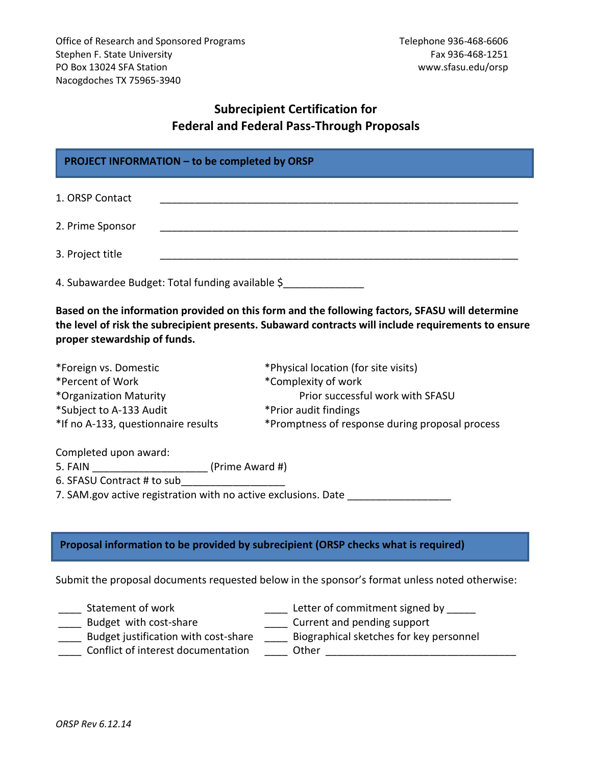Office of Research and Sponsored Programs
Stephen F. State University
PO Box 13024 SFA Station
Nacogdoches TX 75965-3940

Telephone 936-468-6606
Fax 936-468-1251
www.sfasu.edu/orsp

# Subrecipient Certification for Federal and Federal Pass-Through Proposals

## PROJECT INFORMATION – to be completed by ORSP

1. ORSP Contact ______________________________________________________________

2. Prime Sponsor ______________________________________________________________

3. Project title ______________________________________________________________

4. Subawardee Budget: Total funding available $______________

**Based on the information provided on this form and the following factors, SFASU will determine the level of risk the subrecipient presents. Subaward contracts will include requirements to ensure proper stewardship of funds.**

*Foreign vs. Domestic
*Percent of Work
*Organization Maturity
*Subject to A-133 Audit
*If no A-133, questionnaire results
*Physical location (for site visits)
*Complexity of work
Prior successful work with SFASU
*Prior audit findings
*Promptness of response during proposal process

Completed upon award:
5. FAIN ____________________ (Prime Award #)
6. SFASU Contract # to sub__________________
7. SAM.gov active registration with no active exclusions. Date __________________

## Proposal information to be provided by subrecipient (ORSP checks what is required)

Submit the proposal documents requested below in the sponsor's format unless noted otherwise:

____ Statement of work
____ Budget with cost-share
____ Budget justification with cost-share
____ Conflict of interest documentation
____ Letter of commitment signed by _____
____ Current and pending support
____ Biographical sketches for key personnel
____ Other ________________________________

*ORSP Rev 6.12.14*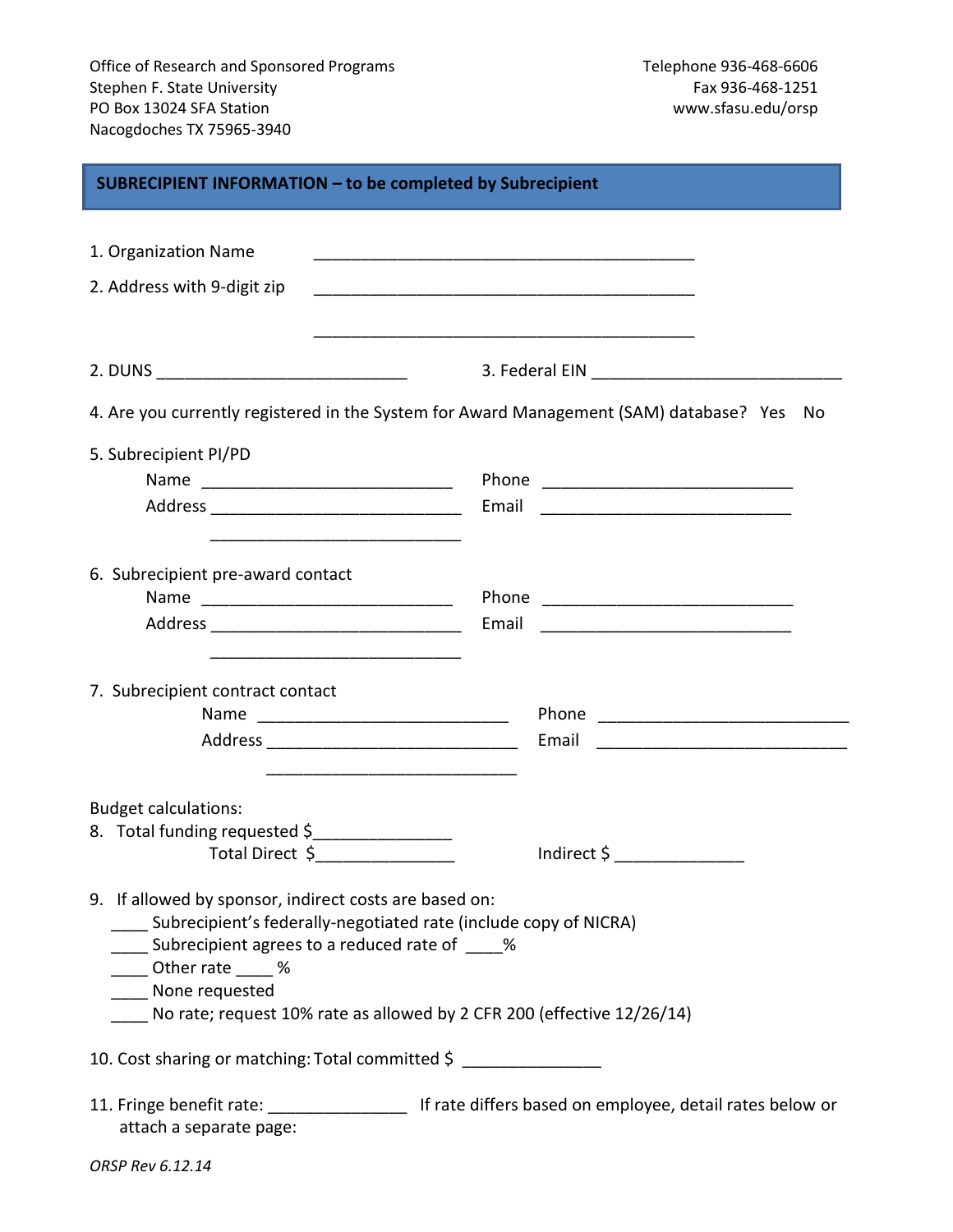Office of Research and Sponsored Programs
Stephen F. State University
PO Box 13024 SFA Station
Nacogdoches TX 75965-3940

Telephone 936-468-6606
Fax 936-468-1251
www.sfasu.edu/orsp

## SUBRECIPIENT INFORMATION – to be completed by Subrecipient

1. Organization Name ___________________________________________

2. Address with 9-digit zip ___________________________________________

___________________________________________

2. DUNS ___________________________ 3. Federal EIN ___________________________

4. Are you currently registered in the System for Award Management (SAM) database? Yes No

5. Subrecipient PI/PD
   Name ___________________________ Phone ___________________________
   Address ___________________________ Email ___________________________
   ___________________________

6. Subrecipient pre-award contact
   Name ___________________________ Phone ___________________________
   Address ___________________________ Email ___________________________
   ___________________________

7. Subrecipient contract contact
   Name ___________________________ Phone ___________________________
   Address ___________________________ Email ___________________________
   ___________________________

Budget calculations:

8. Total funding requested $______________
   Total Direct $______________ Indirect $ ______________

9. If allowed by sponsor, indirect costs are based on:
   ____ Subrecipient's federally-negotiated rate (include copy of NICRA)
   ____ Subrecipient agrees to a reduced rate of ____%
   ____ Other rate ____ %
   ____ None requested
   ____ No rate; request 10% rate as allowed by 2 CFR 200 (effective 12/26/14)

10. Cost sharing or matching: Total committed $ ______________

11. Fringe benefit rate: ______________ If rate differs based on employee, detail rates below or attach a separate page:

*ORSP Rev 6.12.14*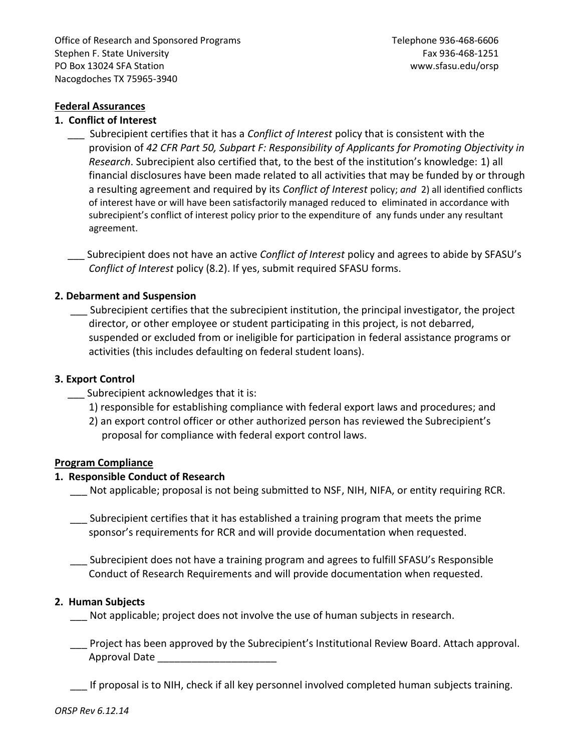Office of Research and Sponsored Programs
Stephen F. State University
PO Box 13024 SFA Station
Nacogdoches TX 75965-3940

Telephone 936-468-6606
Fax 936-468-1251
www.sfasu.edu/orsp

**Federal Assurances**

**1. Conflict of Interest**

___ Subrecipient certifies that it has a *Conflict of Interest* policy that is consistent with the provision of *42 CFR Part 50, Subpart F: Responsibility of Applicants for Promoting Objectivity in Research*. Subrecipient also certified that, to the best of the institution's knowledge: 1) all financial disclosures have been made related to all activities that may be funded by or through a resulting agreement and required by its *Conflict of Interest* policy; *and* 2) all identified conflicts of interest have or will have been satisfactorily managed reduced to eliminated in accordance with subrecipient's conflict of interest policy prior to the expenditure of any funds under any resultant agreement.

___ Subrecipient does not have an active *Conflict of Interest* policy and agrees to abide by SFASU's *Conflict of Interest* policy (8.2). If yes, submit required SFASU forms.

**2. Debarment and Suspension**

___ Subrecipient certifies that the subrecipient institution, the principal investigator, the project director, or other employee or student participating in this project, is not debarred, suspended or excluded from or ineligible for participation in federal assistance programs or activities (this includes defaulting on federal student loans).

**3. Export Control**

___ Subrecipient acknowledges that it is:

1) responsible for establishing compliance with federal export laws and procedures; and
2) an export control officer or other authorized person has reviewed the Subrecipient's proposal for compliance with federal export control laws.

**Program Compliance**

**1. Responsible Conduct of Research**

___ Not applicable; proposal is not being submitted to NSF, NIH, NIFA, or entity requiring RCR.

___ Subrecipient certifies that it has established a training program that meets the prime sponsor's requirements for RCR and will provide documentation when requested.

___ Subrecipient does not have a training program and agrees to fulfill SFASU's Responsible Conduct of Research Requirements and will provide documentation when requested.

**2. Human Subjects**

___ Not applicable; project does not involve the use of human subjects in research.

___ Project has been approved by the Subrecipient's Institutional Review Board. Attach approval. Approval Date ____________________

___ If proposal is to NIH, check if all key personnel involved completed human subjects training.

*ORSP Rev 6.12.14*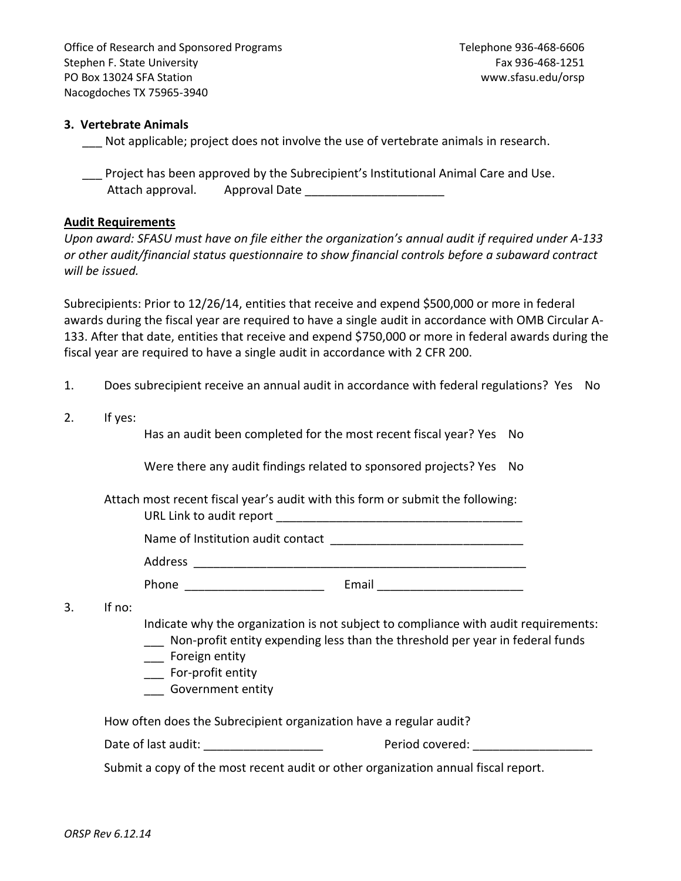Office of Research and Sponsored Programs
Stephen F. State University
PO Box 13024 SFA Station
Nacogdoches TX 75965-3940

Telephone 936-468-6606
Fax 936-468-1251
www.sfasu.edu/orsp

**3. Vertebrate Animals**

___ Not applicable; project does not involve the use of vertebrate animals in research.

___ Project has been approved by the Subrecipient's Institutional Animal Care and Use. Attach approval. Approval Date ____________________

**Audit Requirements**

*Upon award: SFASU must have on file either the organization's annual audit if required under A-133 or other audit/financial status questionnaire to show financial controls before a subaward contract will be issued.*

Subrecipients: Prior to 12/26/14, entities that receive and expend $500,000 or more in federal awards during the fiscal year are required to have a single audit in accordance with OMB Circular A-133. After that date, entities that receive and expend $750,000 or more in federal awards during the fiscal year are required to have a single audit in accordance with 2 CFR 200.

1. Does subrecipient receive an annual audit in accordance with federal regulations? Yes No

2. If yes:

   Has an audit been completed for the most recent fiscal year? Yes No

   Were there any audit findings related to sponsored projects? Yes No

   Attach most recent fiscal year's audit with this form or submit the following:

   URL Link to audit report ____________________________________

   Name of Institution audit contact ____________________________

   Address ___________________________________________________

   Phone ____________________ Email _____________________

3. If no:

   Indicate why the organization is not subject to compliance with audit requirements:

   ___ Non-profit entity expending less than the threshold per year in federal funds
   ___ Foreign entity
   ___ For-profit entity
   ___ Government entity

   How often does the Subrecipient organization have a regular audit?

   Date of last audit: _________________ Period covered: _________________

   Submit a copy of the most recent audit or other organization annual fiscal report.

*ORSP Rev 6.12.14*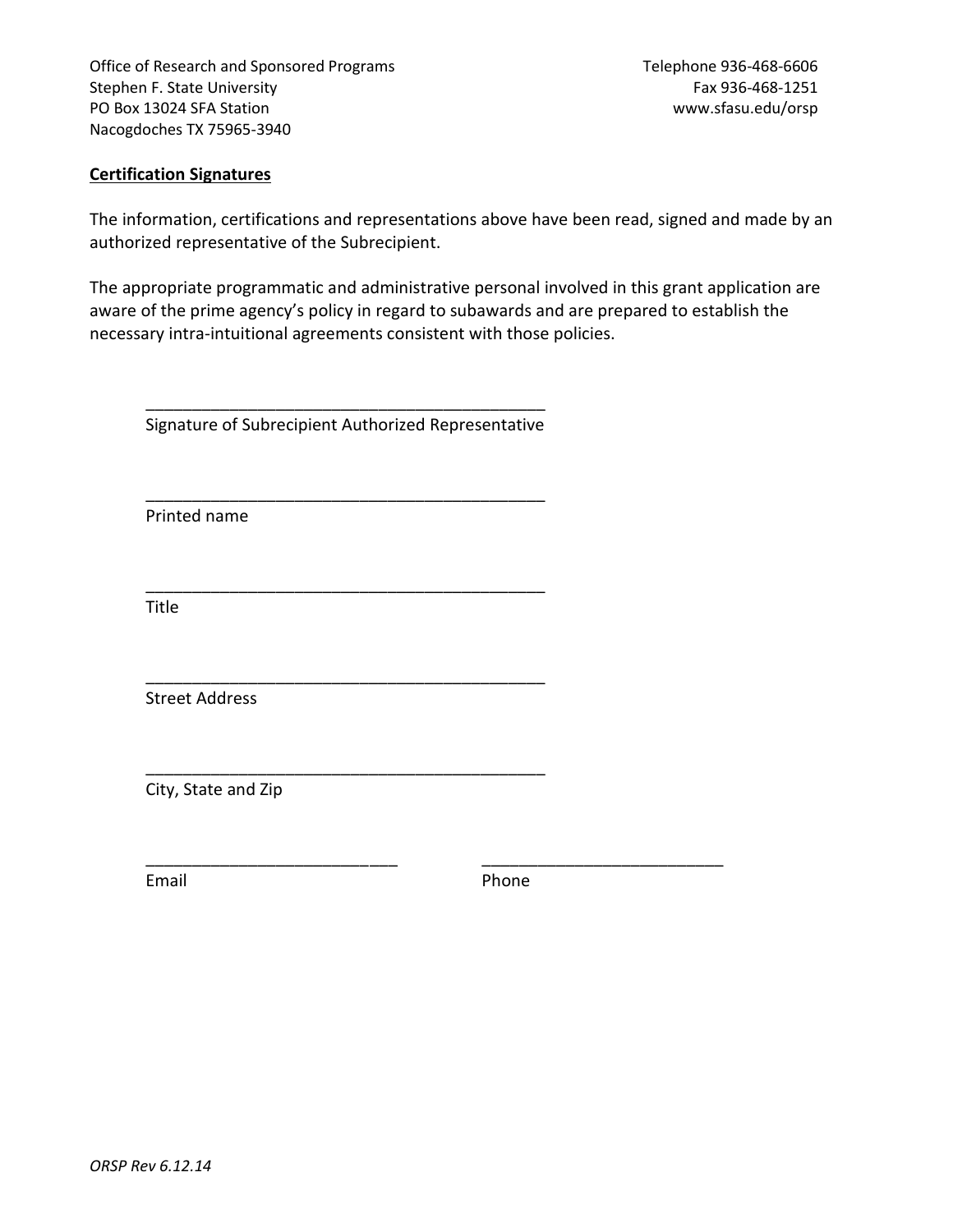Office of Research and Sponsored Programs
Stephen F. State University
PO Box 13024 SFA Station
Nacogdoches TX 75965-3940

Telephone 936-468-6606
Fax 936-468-1251
www.sfasu.edu/orsp

**Certification Signatures**

The information, certifications and representations above have been read, signed and made by an authorized representative of the Subrecipient.

The appropriate programmatic and administrative personal involved in this grant application are aware of the prime agency's policy in regard to subawards and are prepared to establish the necessary intra-intuitional agreements consistent with those policies.

_____________________________________________
Signature of Subrecipient Authorized Representative

_____________________________________________
Printed name

_____________________________________________
Title

_____________________________________________
Street Address

_____________________________________________
City, State and Zip

___________________________ ___________________________
Email Phone

*ORSP Rev 6.12.14*